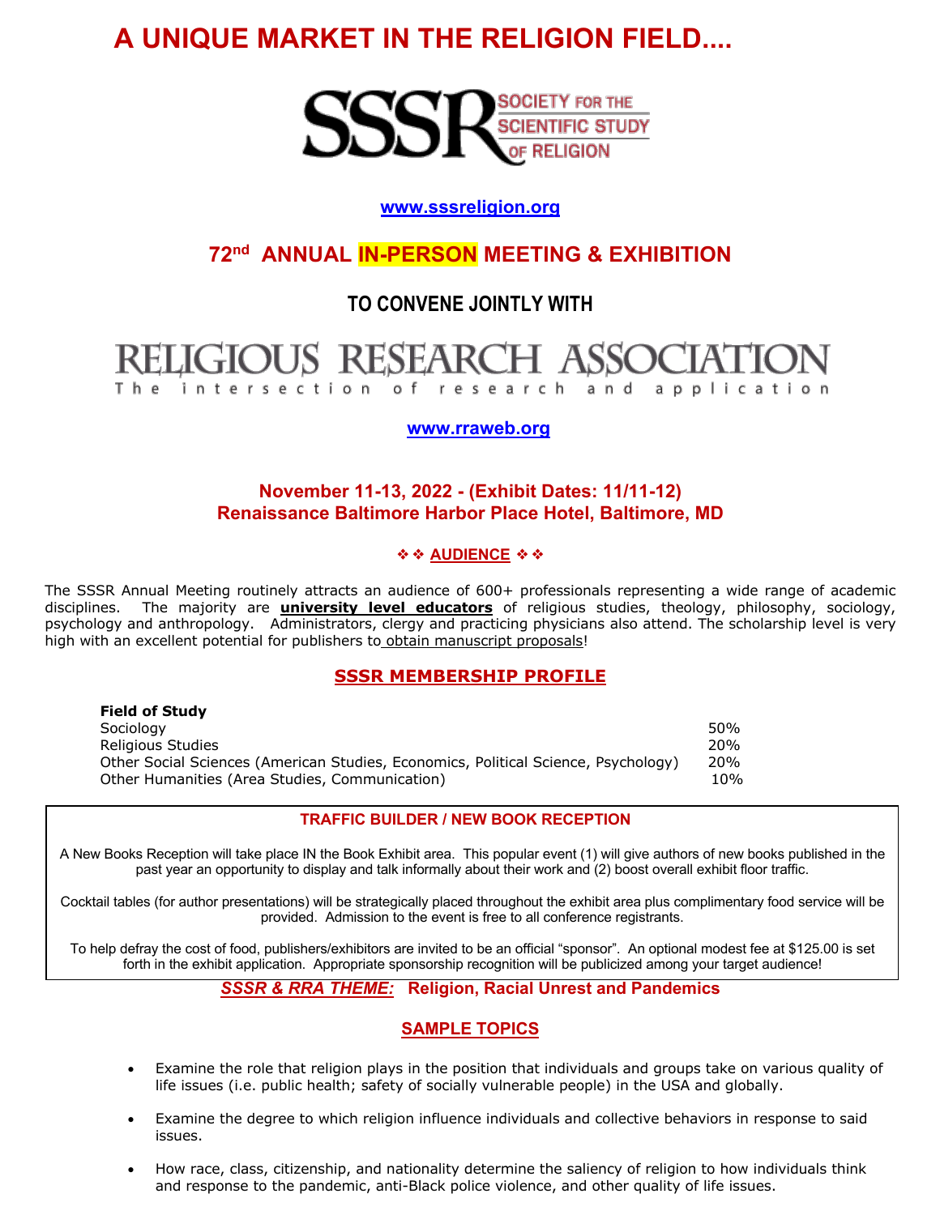# A UNIQUE MARKET IN THE RELIGION FIELD....

SSSR SOCIETY FOR THE SCIENTIFIC STUDY OF RELIGION

www.sssreligion.org

## 72nd ANNUAL IN-PERSON MEETING & EXHIBITION

### TO CONVENE JOINTLY WITH

RELIGIOUS RESEARCH ASSOCIATION
The intersection of research and application

www.rraweb.org

**November 11-13, 2022 - (Exhibit Dates: 11/11-12)**
**Renaissance Baltimore Harbor Place Hotel, Baltimore, MD**

### ❖❖ AUDIENCE ❖❖

The SSSR Annual Meeting routinely attracts an audience of 600+ professionals representing a wide range of academic disciplines. The majority are **university level educators** of religious studies, theology, philosophy, sociology, psychology and anthropology. Administrators, clergy and practicing physicians also attend. The scholarship level is very high with an excellent potential for publishers to obtain manuscript proposals!

## SSSR MEMBERSHIP PROFILE

| **Field of Study** | |
|---|---|
| Sociology | 50% |
| Religious Studies | 20% |
| Other Social Sciences (American Studies, Economics, Political Science, Psychology) | 20% |
| Other Humanities (Area Studies, Communication) | 10% |

### TRAFFIC BUILDER / NEW BOOK RECEPTION

A New Books Reception will take place IN the Book Exhibit area. This popular event (1) will give authors of new books published in the past year an opportunity to display and talk informally about their work and (2) boost overall exhibit floor traffic.

Cocktail tables (for author presentations) will be strategically placed throughout the exhibit area plus complimentary food service will be provided. Admission to the event is free to all conference registrants.

To help defray the cost of food, publishers/exhibitors are invited to be an official "sponsor". An optional modest fee at $125.00 is set forth in the exhibit application. Appropriate sponsorship recognition will be publicized among your target audience!

### *SSSR & RRA THEME:* Religion, Racial Unrest and Pandemics

## SAMPLE TOPICS

- Examine the role that religion plays in the position that individuals and groups take on various quality of life issues (i.e. public health; safety of socially vulnerable people) in the USA and globally.
- Examine the degree to which religion influence individuals and collective behaviors in response to said issues.
- How race, class, citizenship, and nationality determine the saliency of religion to how individuals think and response to the pandemic, anti-Black police violence, and other quality of life issues.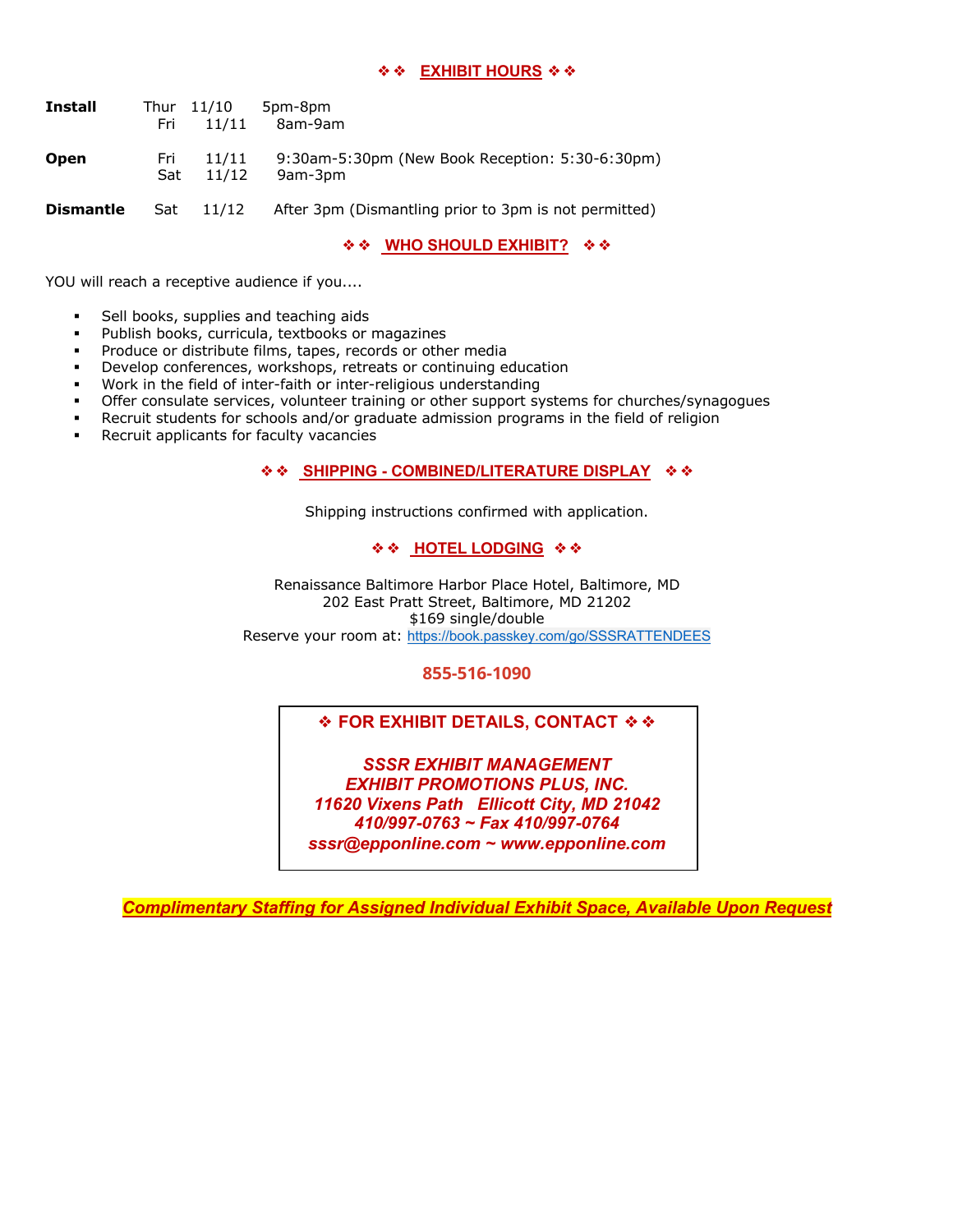## ❖❖ EXHIBIT HOURS ❖❖

| | | | |
|---|---|---|---|
| **Install** | Thur | 11/10 | 5pm-8pm |
| | Fri | 11/11 | 8am-9am |
| **Open** | Fri | 11/11 | 9:30am-5:30pm (New Book Reception: 5:30-6:30pm) |
| | Sat | 11/12 | 9am-3pm |
| **Dismantle** | Sat | 11/12 | After 3pm (Dismantling prior to 3pm is not permitted) |

## ❖❖ WHO SHOULD EXHIBIT? ❖❖

YOU will reach a receptive audience if you....

- Sell books, supplies and teaching aids
- Publish books, curricula, textbooks or magazines
- Produce or distribute films, tapes, records or other media
- Develop conferences, workshops, retreats or continuing education
- Work in the field of inter-faith or inter-religious understanding
- Offer consulate services, volunteer training or other support systems for churches/synagogues
- Recruit students for schools and/or graduate admission programs in the field of religion
- Recruit applicants for faculty vacancies

## ❖❖ SHIPPING - COMBINED/LITERATURE DISPLAY ❖❖

Shipping instructions confirmed with application.

## ❖❖ HOTEL LODGING ❖❖

Renaissance Baltimore Harbor Place Hotel, Baltimore, MD
202 East Pratt Street, Baltimore, MD 21202
$169 single/double
Reserve your room at: https://book.passkey.com/go/SSSRATTENDEES

**855-516-1090**

## ❖ FOR EXHIBIT DETAILS, CONTACT ❖❖

***SSSR EXHIBIT MANAGEMENT***
***EXHIBIT PROMOTIONS PLUS, INC.***
***11620 Vixens Path Ellicott City, MD 21042***
***410/997-0763 ~ Fax 410/997-0764***
***sssr@epponline.com ~ www.epponline.com***

***Complimentary Staffing for Assigned Individual Exhibit Space, Available Upon Request***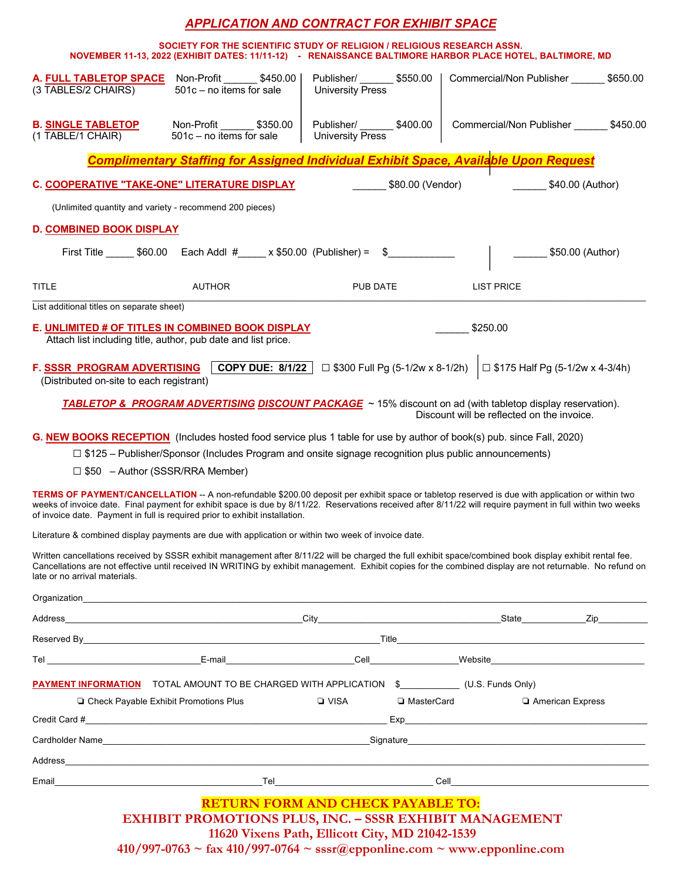# *APPLICATION AND CONTRACT FOR EXHIBIT SPACE*

**SOCIETY FOR THE SCIENTIFIC STUDY OF RELIGION / RELIGIOUS RESEARCH ASSN.**
**NOVEMBER 11-13, 2022 (EXHIBIT DATES: 11/11-12) - RENAISSANCE BALTIMORE HARBOR PLACE HOTEL, BALTIMORE, MD**

| | | | |
|---|---|---|---|
| **A. FULL TABLETOP SPACE** (3 TABLES/2 CHAIRS) | Non-Profit ______ $450.00 501c – no items for sale | Publisher/ ______ $550.00 University Press | Commercial/Non Publisher ______ $650.00 |
| **B. SINGLE TABLETOP** (1 TABLE/1 CHAIR) | Non-Profit ______ $350.00 501c – no items for sale | Publisher/ ______ $400.00 University Press | Commercial/Non Publisher ______ $450.00 |

***Complimentary Staffing for Assigned Individual Exhibit Space, Available Upon Request***

**C. COOPERATIVE "TAKE-ONE" LITERATURE DISPLAY** ______ $80.00 (Vendor) ______ $40.00 (Author)

(Unlimited quantity and variety - recommend 200 pieces)

**D. COMBINED BOOK DISPLAY**

First Title _____ $60.00 Each Addl #_____ x $50.00 (Publisher) = $___________ | ______ $50.00 (Author)

TITLE AUTHOR PUB DATE LIST PRICE

List additional titles on separate sheet)

**E. UNLIMITED # OF TITLES IN COMBINED BOOK DISPLAY** ______ $250.00
Attach list including title, author, pub date and list price.

**F. SSSR PROGRAM ADVERTISING** **COPY DUE: 8/1/22** ☐ $300 Full Pg (5-1/2w x 8-1/2h) | ☐ $175 Half Pg (5-1/2w x 4-3/4h)
(Distributed on-site to each registrant)

***TABLETOP & PROGRAM ADVERTISING DISCOUNT PACKAGE*** ~ 15% discount on ad (with tabletop display reservation). Discount will be reflected on the invoice.

**G. NEW BOOKS RECEPTION** (Includes hosted food service plus 1 table for use by author of book(s) pub. since Fall, 2020)

☐ $125 – Publisher/Sponsor (Includes Program and onsite signage recognition plus public announcements)

☐ $50 – Author (SSSR/RRA Member)

**TERMS OF PAYMENT/CANCELLATION** -- A non-refundable $200.00 deposit per exhibit space or tabletop reserved is due with application or within two weeks of invoice date. Final payment for exhibit space is due by 8/11/22. Reservations received after 8/11/22 will require payment in full within two weeks of invoice date. Payment in full is required prior to exhibit installation.

Literature & combined display payments are due with application or within two week of invoice date.

Written cancellations received by SSSR exhibit management after 8/11/22 will be charged the full exhibit space/combined book display exhibit rental fee. Cancellations are not effective until received IN WRITING by exhibit management. Exhibit copies for the combined display are not returnable. No refund on late or no arrival materials.

Organization______________________________________________

Address______________________ City______________________ State__________ Zip__________

Reserved By______________________ Title______________________

Tel ______________ E-mail______________ Cell______________ Website______________

**PAYMENT INFORMATION** TOTAL AMOUNT TO BE CHARGED WITH APPLICATION $___________ (U.S. Funds Only)

❏ Check Payable Exhibit Promotions Plus ❏ VISA ❏ MasterCard ❏ American Express

Credit Card #______________________ Exp______________________

Cardholder Name______________________ Signature______________________

Address______________________________________________

Email______________________ Tel______________________ Cell______________________

**RETURN FORM AND CHECK PAYABLE TO:**
**EXHIBIT PROMOTIONS PLUS, INC. – SSSR EXHIBIT MANAGEMENT**
**11620 Vixens Path, Ellicott City, MD 21042-1539**
**410/997-0763 ~ fax 410/997-0764 ~ sssr@epponline.com ~ www.epponline.com**